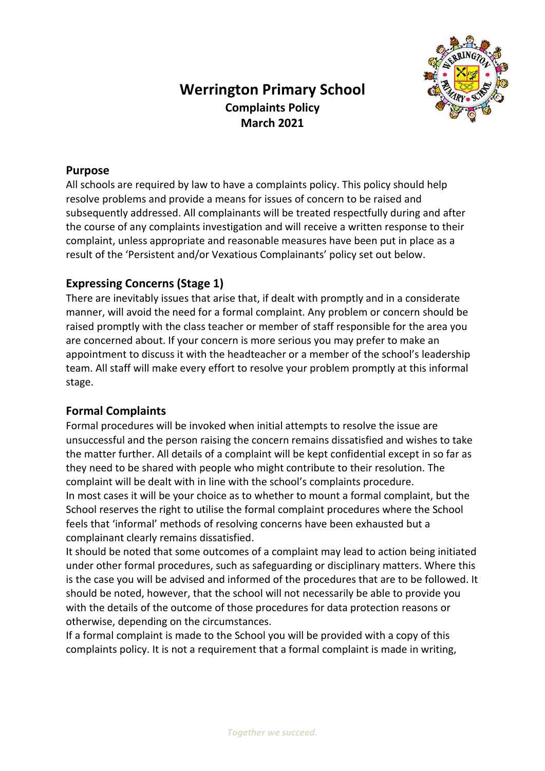# Werrington Primary School

**Complaints Policy**
**March 2021**

## Purpose

All schools are required by law to have a complaints policy. This policy should help resolve problems and provide a means for issues of concern to be raised and subsequently addressed. All complainants will be treated respectfully during and after the course of any complaints investigation and will receive a written response to their complaint, unless appropriate and reasonable measures have been put in place as a result of the 'Persistent and/or Vexatious Complainants' policy set out below.

## Expressing Concerns (Stage 1)

There are inevitably issues that arise that, if dealt with promptly and in a considerate manner, will avoid the need for a formal complaint. Any problem or concern should be raised promptly with the class teacher or member of staff responsible for the area you are concerned about. If your concern is more serious you may prefer to make an appointment to discuss it with the headteacher or a member of the school's leadership team. All staff will make every effort to resolve your problem promptly at this informal stage.

## Formal Complaints

Formal procedures will be invoked when initial attempts to resolve the issue are unsuccessful and the person raising the concern remains dissatisfied and wishes to take the matter further. All details of a complaint will be kept confidential except in so far as they need to be shared with people who might contribute to their resolution. The complaint will be dealt with in line with the school's complaints procedure.

In most cases it will be your choice as to whether to mount a formal complaint, but the School reserves the right to utilise the formal complaint procedures where the School feels that 'informal' methods of resolving concerns have been exhausted but a complainant clearly remains dissatisfied.

It should be noted that some outcomes of a complaint may lead to action being initiated under other formal procedures, such as safeguarding or disciplinary matters. Where this is the case you will be advised and informed of the procedures that are to be followed. It should be noted, however, that the school will not necessarily be able to provide you with the details of the outcome of those procedures for data protection reasons or otherwise, depending on the circumstances.

If a formal complaint is made to the School you will be provided with a copy of this complaints policy. It is not a requirement that a formal complaint is made in writing,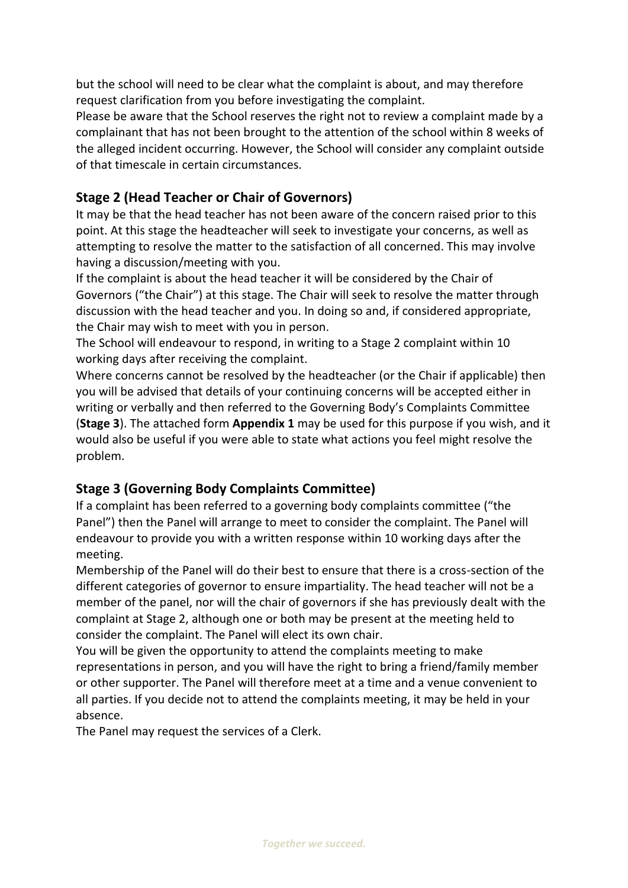but the school will need to be clear what the complaint is about, and may therefore request clarification from you before investigating the complaint.

Please be aware that the School reserves the right not to review a complaint made by a complainant that has not been brought to the attention of the school within 8 weeks of the alleged incident occurring. However, the School will consider any complaint outside of that timescale in certain circumstances.

## Stage 2 (Head Teacher or Chair of Governors)

It may be that the head teacher has not been aware of the concern raised prior to this point. At this stage the headteacher will seek to investigate your concerns, as well as attempting to resolve the matter to the satisfaction of all concerned. This may involve having a discussion/meeting with you.

If the complaint is about the head teacher it will be considered by the Chair of Governors ("the Chair") at this stage. The Chair will seek to resolve the matter through discussion with the head teacher and you. In doing so and, if considered appropriate, the Chair may wish to meet with you in person.

The School will endeavour to respond, in writing to a Stage 2 complaint within 10 working days after receiving the complaint.

Where concerns cannot be resolved by the headteacher (or the Chair if applicable) then you will be advised that details of your continuing concerns will be accepted either in writing or verbally and then referred to the Governing Body's Complaints Committee (**Stage 3**). The attached form **Appendix 1** may be used for this purpose if you wish, and it would also be useful if you were able to state what actions you feel might resolve the problem.

## Stage 3 (Governing Body Complaints Committee)

If a complaint has been referred to a governing body complaints committee ("the Panel") then the Panel will arrange to meet to consider the complaint. The Panel will endeavour to provide you with a written response within 10 working days after the meeting.

Membership of the Panel will do their best to ensure that there is a cross-section of the different categories of governor to ensure impartiality. The head teacher will not be a member of the panel, nor will the chair of governors if she has previously dealt with the complaint at Stage 2, although one or both may be present at the meeting held to consider the complaint. The Panel will elect its own chair.

You will be given the opportunity to attend the complaints meeting to make representations in person, and you will have the right to bring a friend/family member or other supporter. The Panel will therefore meet at a time and a venue convenient to all parties. If you decide not to attend the complaints meeting, it may be held in your absence.

The Panel may request the services of a Clerk.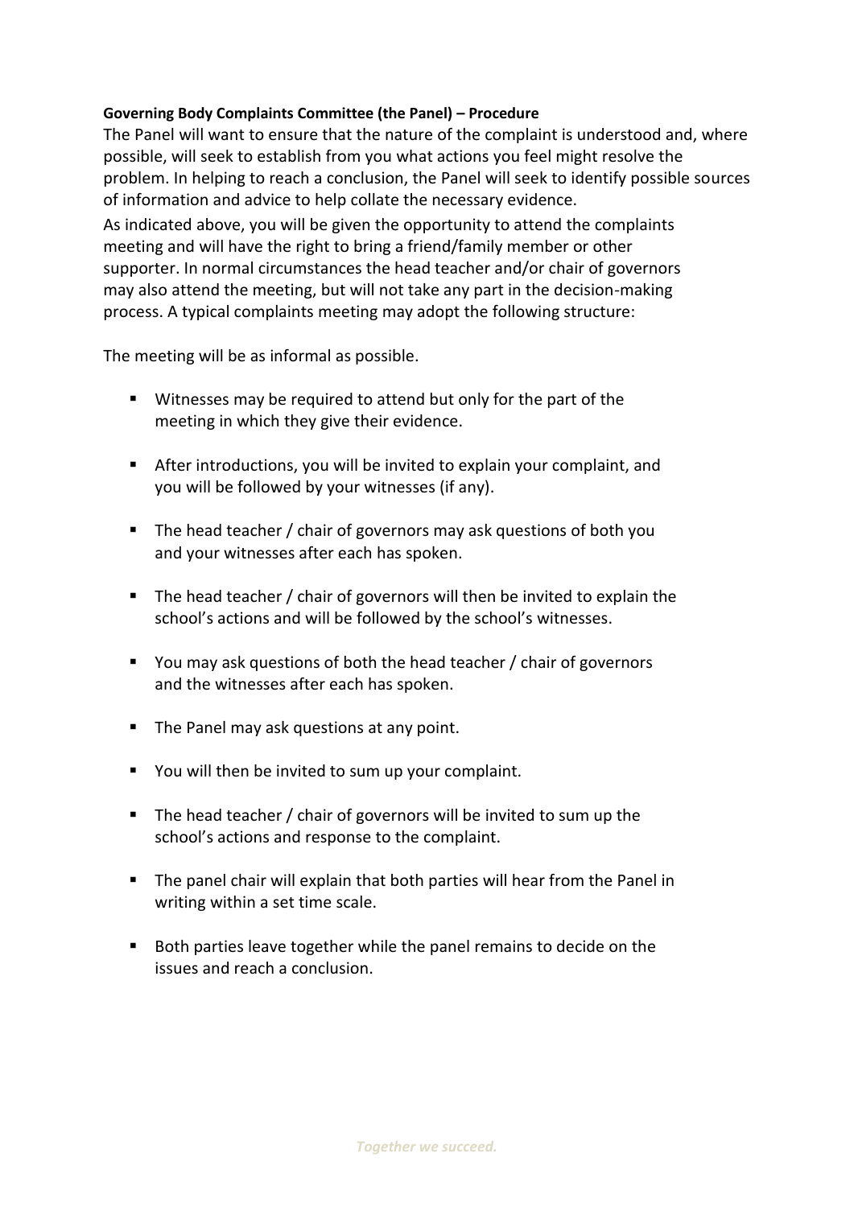**Governing Body Complaints Committee (the Panel) – Procedure**

The Panel will want to ensure that the nature of the complaint is understood and, where possible, will seek to establish from you what actions you feel might resolve the problem. In helping to reach a conclusion, the Panel will seek to identify possible sources of information and advice to help collate the necessary evidence.

As indicated above, you will be given the opportunity to attend the complaints meeting and will have the right to bring a friend/family member or other supporter. In normal circumstances the head teacher and/or chair of governors may also attend the meeting, but will not take any part in the decision-making process. A typical complaints meeting may adopt the following structure:

The meeting will be as informal as possible.

- Witnesses may be required to attend but only for the part of the meeting in which they give their evidence.
- After introductions, you will be invited to explain your complaint, and you will be followed by your witnesses (if any).
- The head teacher / chair of governors may ask questions of both you and your witnesses after each has spoken.
- The head teacher / chair of governors will then be invited to explain the school's actions and will be followed by the school's witnesses.
- You may ask questions of both the head teacher / chair of governors and the witnesses after each has spoken.
- The Panel may ask questions at any point.
- You will then be invited to sum up your complaint.
- The head teacher / chair of governors will be invited to sum up the school's actions and response to the complaint.
- The panel chair will explain that both parties will hear from the Panel in writing within a set time scale.
- Both parties leave together while the panel remains to decide on the issues and reach a conclusion.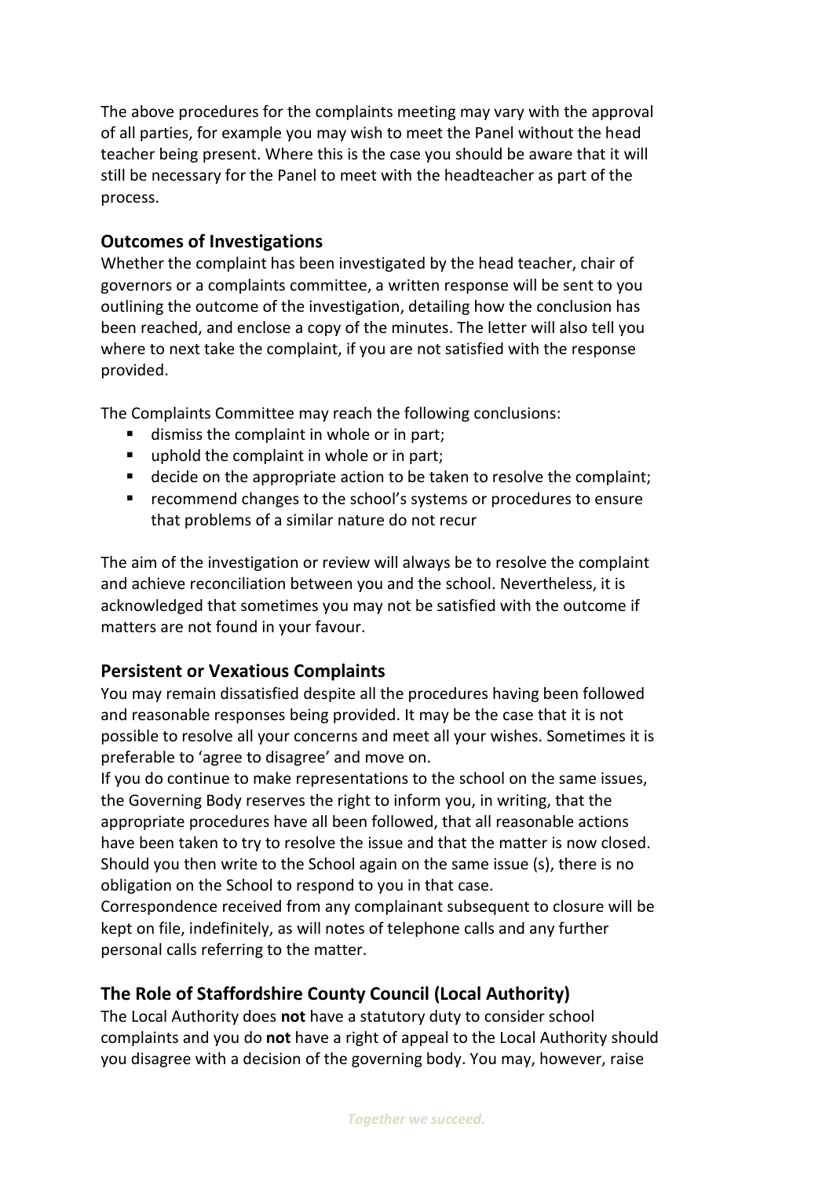The above procedures for the complaints meeting may vary with the approval of all parties, for example you may wish to meet the Panel without the head teacher being present. Where this is the case you should be aware that it will still be necessary for the Panel to meet with the headteacher as part of the process.

## Outcomes of Investigations

Whether the complaint has been investigated by the head teacher, chair of governors or a complaints committee, a written response will be sent to you outlining the outcome of the investigation, detailing how the conclusion has been reached, and enclose a copy of the minutes. The letter will also tell you where to next take the complaint, if you are not satisfied with the response provided.

The Complaints Committee may reach the following conclusions:

- dismiss the complaint in whole or in part;
- uphold the complaint in whole or in part;
- decide on the appropriate action to be taken to resolve the complaint;
- recommend changes to the school's systems or procedures to ensure that problems of a similar nature do not recur

The aim of the investigation or review will always be to resolve the complaint and achieve reconciliation between you and the school. Nevertheless, it is acknowledged that sometimes you may not be satisfied with the outcome if matters are not found in your favour.

## Persistent or Vexatious Complaints

You may remain dissatisfied despite all the procedures having been followed and reasonable responses being provided. It may be the case that it is not possible to resolve all your concerns and meet all your wishes. Sometimes it is preferable to 'agree to disagree' and move on.

If you do continue to make representations to the school on the same issues, the Governing Body reserves the right to inform you, in writing, that the appropriate procedures have all been followed, that all reasonable actions have been taken to try to resolve the issue and that the matter is now closed. Should you then write to the School again on the same issue (s), there is no obligation on the School to respond to you in that case.

Correspondence received from any complainant subsequent to closure will be kept on file, indefinitely, as will notes of telephone calls and any further personal calls referring to the matter.

## The Role of Staffordshire County Council (Local Authority)

The Local Authority does **not** have a statutory duty to consider school complaints and you do **not** have a right of appeal to the Local Authority should you disagree with a decision of the governing body. You may, however, raise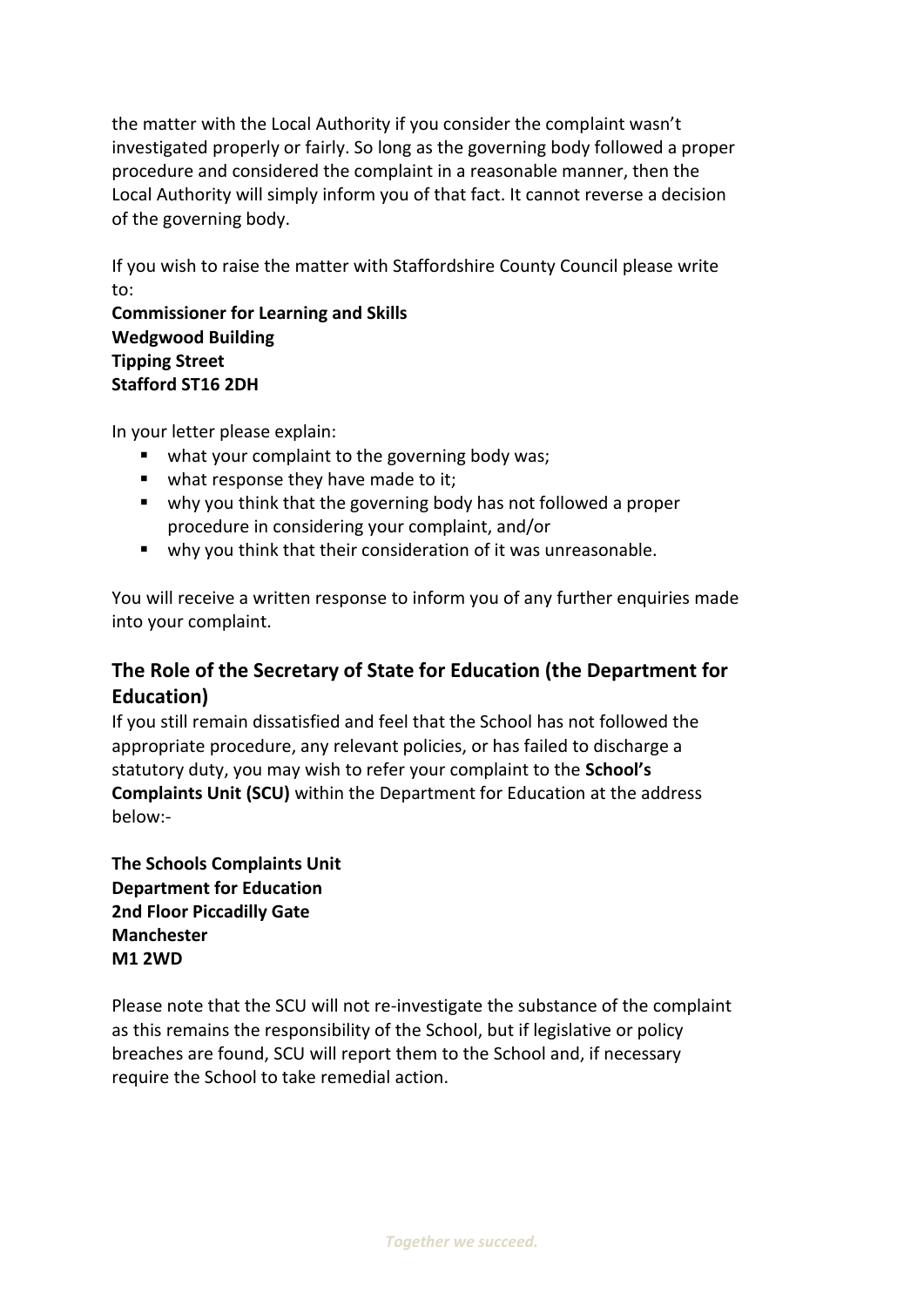the matter with the Local Authority if you consider the complaint wasn't investigated properly or fairly. So long as the governing body followed a proper procedure and considered the complaint in a reasonable manner, then the Local Authority will simply inform you of that fact. It cannot reverse a decision of the governing body.

If you wish to raise the matter with Staffordshire County Council please write to:

**Commissioner for Learning and Skills**
**Wedgwood Building**
**Tipping Street**
**Stafford ST16 2DH**

In your letter please explain:

- what your complaint to the governing body was;
- what response they have made to it;
- why you think that the governing body has not followed a proper procedure in considering your complaint, and/or
- why you think that their consideration of it was unreasonable.

You will receive a written response to inform you of any further enquiries made into your complaint.

## The Role of the Secretary of State for Education (the Department for Education)

If you still remain dissatisfied and feel that the School has not followed the appropriate procedure, any relevant policies, or has failed to discharge a statutory duty, you may wish to refer your complaint to the **School's Complaints Unit (SCU)** within the Department for Education at the address below:-

**The Schools Complaints Unit**
**Department for Education**
**2nd Floor Piccadilly Gate**
**Manchester**
**M1 2WD**

Please note that the SCU will not re-investigate the substance of the complaint as this remains the responsibility of the School, but if legislative or policy breaches are found, SCU will report them to the School and, if necessary require the School to take remedial action.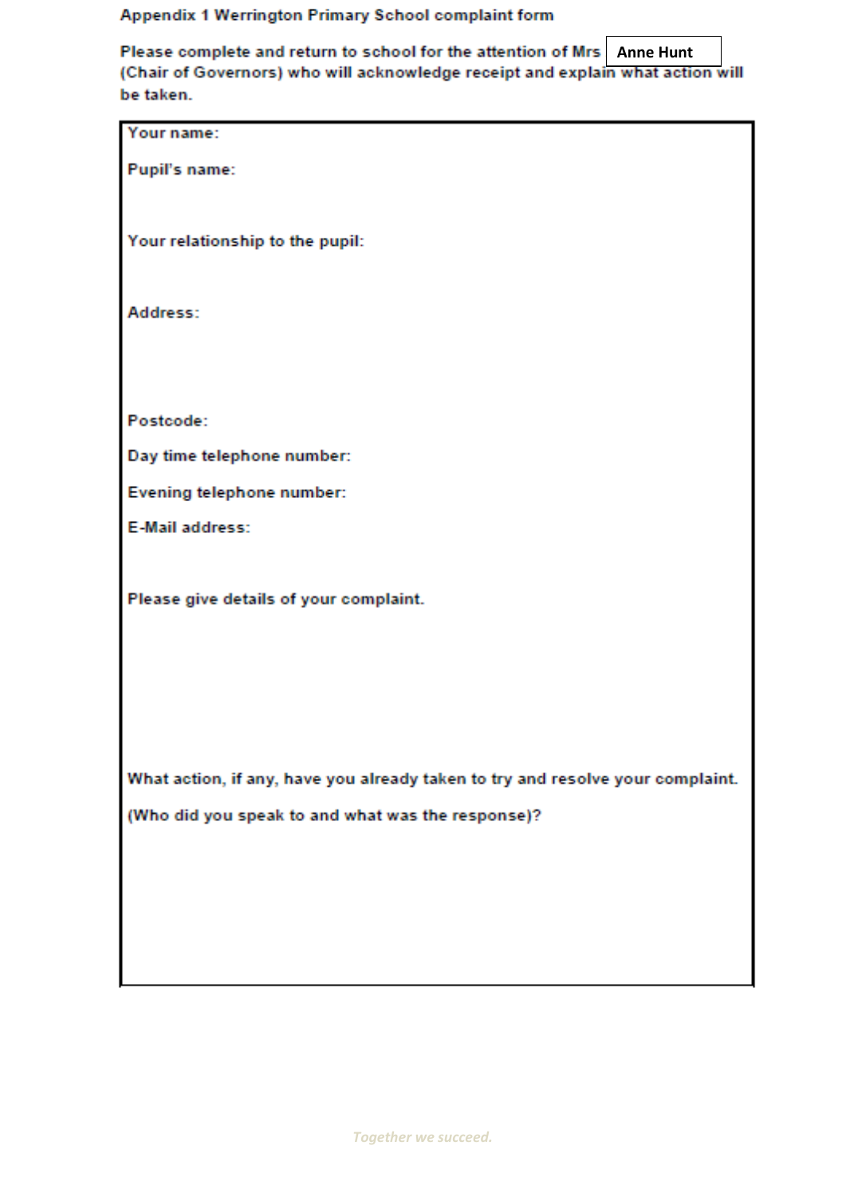**Appendix 1 Werrington Primary School complaint form**

**Please complete and return to school for the attention of Mrs Anne Hunt (Chair of Governors) who will acknowledge receipt and explain what action will be taken.**

**Your name:**

**Pupil's name:**

**Your relationship to the pupil:**

**Address:**

**Postcode:**

**Day time telephone number:**

**Evening telephone number:**

**E-Mail address:**

**Please give details of your complaint.**

**What action, if any, have you already taken to try and resolve your complaint.**

**(Who did you speak to and what was the response)?**

*Together we succeed.*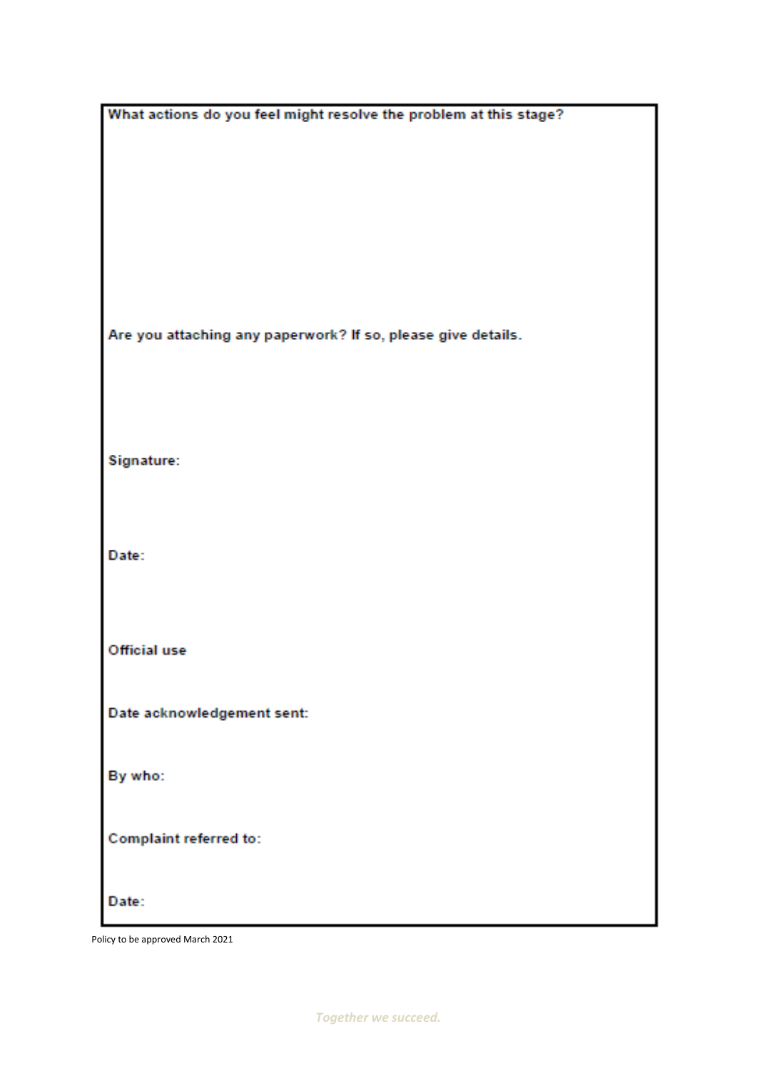**What actions do you feel might resolve the problem at this stage?**

**Are you attaching any paperwork? If so, please give details.**

**Signature:**

**Date:**

**Official use**

**Date acknowledgement sent:**

**By who:**

**Complaint referred to:**

**Date:**

Policy to be approved March 2021

*Together we succeed.*